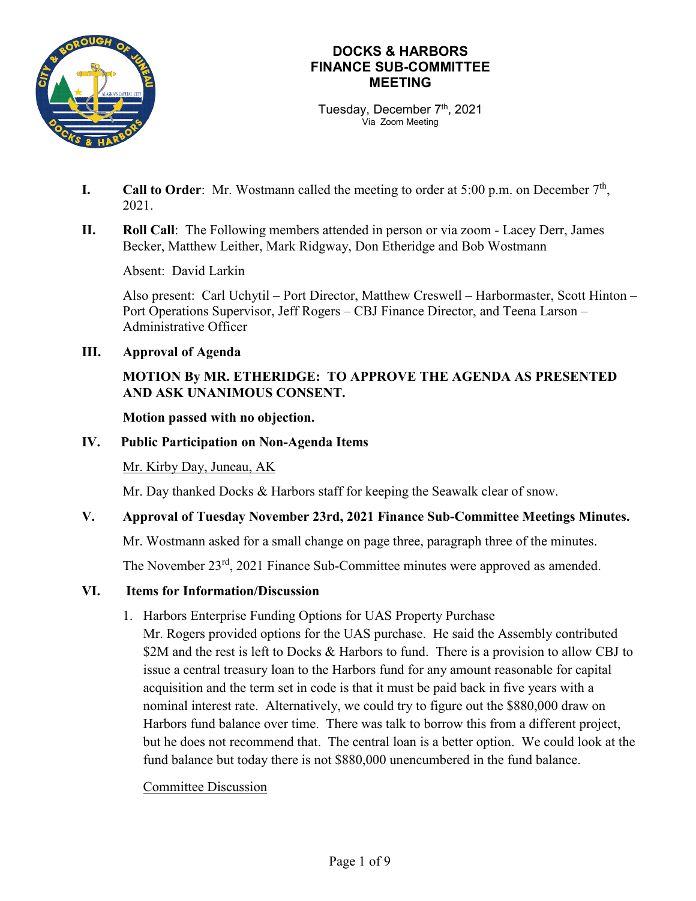# DOCKS & HARBORS FINANCE SUB-COMMITTEE MEETING

Tuesday, December 7th, 2021
Via Zoom Meeting

**I. Call to Order**: Mr. Wostmann called the meeting to order at 5:00 p.m. on December 7th, 2021.

**II. Roll Call**: The Following members attended in person or via zoom - Lacey Derr, James Becker, Matthew Leither, Mark Ridgway, Don Etheridge and Bob Wostmann

Absent: David Larkin

Also present: Carl Uchytil – Port Director, Matthew Creswell – Harbormaster, Scott Hinton – Port Operations Supervisor, Jeff Rogers – CBJ Finance Director, and Teena Larson – Administrative Officer

**III. Approval of Agenda**

**MOTION By MR. ETHERIDGE: TO APPROVE THE AGENDA AS PRESENTED AND ASK UNANIMOUS CONSENT.**

**Motion passed with no objection.**

**IV. Public Participation on Non-Agenda Items**

Mr. Kirby Day, Juneau, AK

Mr. Day thanked Docks & Harbors staff for keeping the Seawalk clear of snow.

**V. Approval of Tuesday November 23rd, 2021 Finance Sub-Committee Meetings Minutes.**

Mr. Wostmann asked for a small change on page three, paragraph three of the minutes.

The November 23rd, 2021 Finance Sub-Committee minutes were approved as amended.

**VI. Items for Information/Discussion**

1. Harbors Enterprise Funding Options for UAS Property Purchase
   Mr. Rogers provided options for the UAS purchase. He said the Assembly contributed $2M and the rest is left to Docks & Harbors to fund. There is a provision to allow CBJ to issue a central treasury loan to the Harbors fund for any amount reasonable for capital acquisition and the term set in code is that it must be paid back in five years with a nominal interest rate. Alternatively, we could try to figure out the $880,000 draw on Harbors fund balance over time. There was talk to borrow this from a different project, but he does not recommend that. The central loan is a better option. We could look at the fund balance but today there is not $880,000 unencumbered in the fund balance.

   Committee Discussion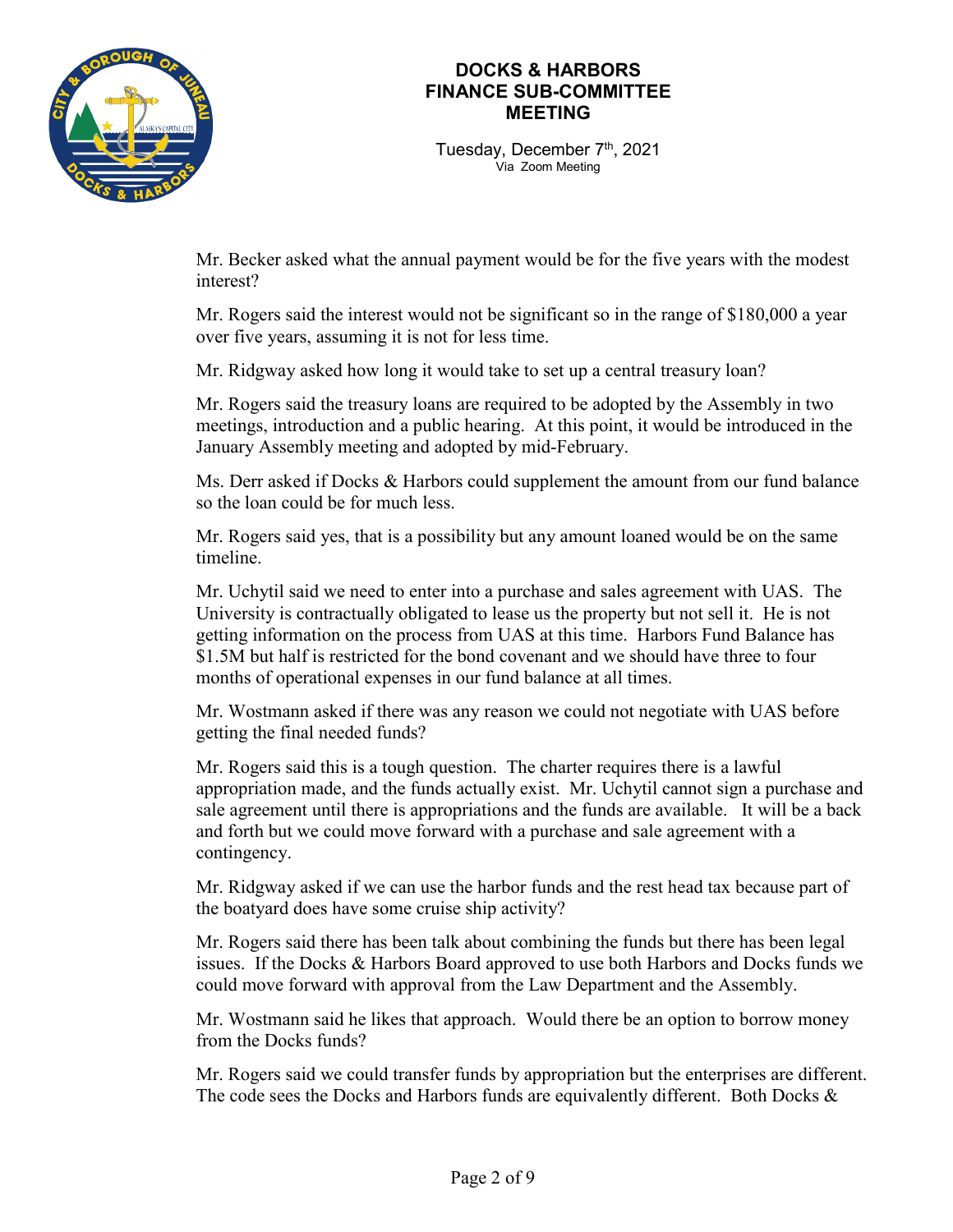Mr. Becker asked what the annual payment would be for the five years with the modest interest?

Mr. Rogers said the interest would not be significant so in the range of $180,000 a year over five years, assuming it is not for less time.

Mr. Ridgway asked how long it would take to set up a central treasury loan?

Mr. Rogers said the treasury loans are required to be adopted by the Assembly in two meetings, introduction and a public hearing. At this point, it would be introduced in the January Assembly meeting and adopted by mid-February.

Ms. Derr asked if Docks & Harbors could supplement the amount from our fund balance so the loan could be for much less.

Mr. Rogers said yes, that is a possibility but any amount loaned would be on the same timeline.

Mr. Uchytil said we need to enter into a purchase and sales agreement with UAS. The University is contractually obligated to lease us the property but not sell it. He is not getting information on the process from UAS at this time. Harbors Fund Balance has $1.5M but half is restricted for the bond covenant and we should have three to four months of operational expenses in our fund balance at all times.

Mr. Wostmann asked if there was any reason we could not negotiate with UAS before getting the final needed funds?

Mr. Rogers said this is a tough question. The charter requires there is a lawful appropriation made, and the funds actually exist. Mr. Uchytil cannot sign a purchase and sale agreement until there is appropriations and the funds are available. It will be a back and forth but we could move forward with a purchase and sale agreement with a contingency.

Mr. Ridgway asked if we can use the harbor funds and the rest head tax because part of the boatyard does have some cruise ship activity?

Mr. Rogers said there has been talk about combining the funds but there has been legal issues. If the Docks & Harbors Board approved to use both Harbors and Docks funds we could move forward with approval from the Law Department and the Assembly.

Mr. Wostmann said he likes that approach. Would there be an option to borrow money from the Docks funds?

Mr. Rogers said we could transfer funds by appropriation but the enterprises are different. The code sees the Docks and Harbors funds are equivalently different. Both Docks &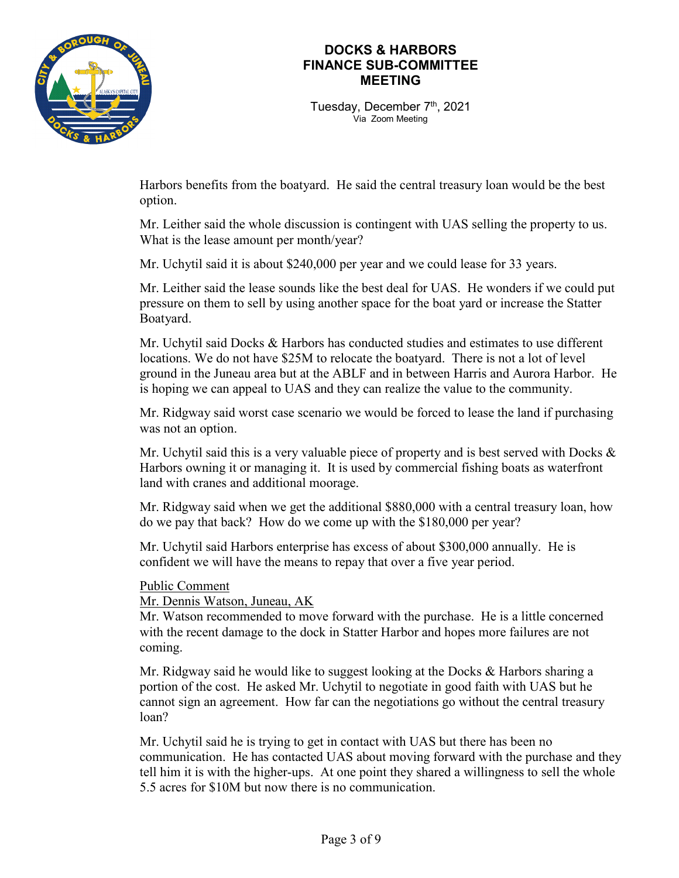Harbors benefits from the boatyard. He said the central treasury loan would be the best option.

Mr. Leither said the whole discussion is contingent with UAS selling the property to us. What is the lease amount per month/year?

Mr. Uchytil said it is about $240,000 per year and we could lease for 33 years.

Mr. Leither said the lease sounds like the best deal for UAS. He wonders if we could put pressure on them to sell by using another space for the boat yard or increase the Statter Boatyard.

Mr. Uchytil said Docks & Harbors has conducted studies and estimates to use different locations. We do not have $25M to relocate the boatyard. There is not a lot of level ground in the Juneau area but at the ABLF and in between Harris and Aurora Harbor. He is hoping we can appeal to UAS and they can realize the value to the community.

Mr. Ridgway said worst case scenario we would be forced to lease the land if purchasing was not an option.

Mr. Uchytil said this is a very valuable piece of property and is best served with Docks & Harbors owning it or managing it. It is used by commercial fishing boats as waterfront land with cranes and additional moorage.

Mr. Ridgway said when we get the additional $880,000 with a central treasury loan, how do we pay that back? How do we come up with the $180,000 per year?

Mr. Uchytil said Harbors enterprise has excess of about $300,000 annually. He is confident we will have the means to repay that over a five year period.

Public Comment

Mr. Dennis Watson, Juneau, AK

Mr. Watson recommended to move forward with the purchase. He is a little concerned with the recent damage to the dock in Statter Harbor and hopes more failures are not coming.

Mr. Ridgway said he would like to suggest looking at the Docks & Harbors sharing a portion of the cost. He asked Mr. Uchytil to negotiate in good faith with UAS but he cannot sign an agreement. How far can the negotiations go without the central treasury loan?

Mr. Uchytil said he is trying to get in contact with UAS but there has been no communication. He has contacted UAS about moving forward with the purchase and they tell him it is with the higher-ups. At one point they shared a willingness to sell the whole 5.5 acres for $10M but now there is no communication.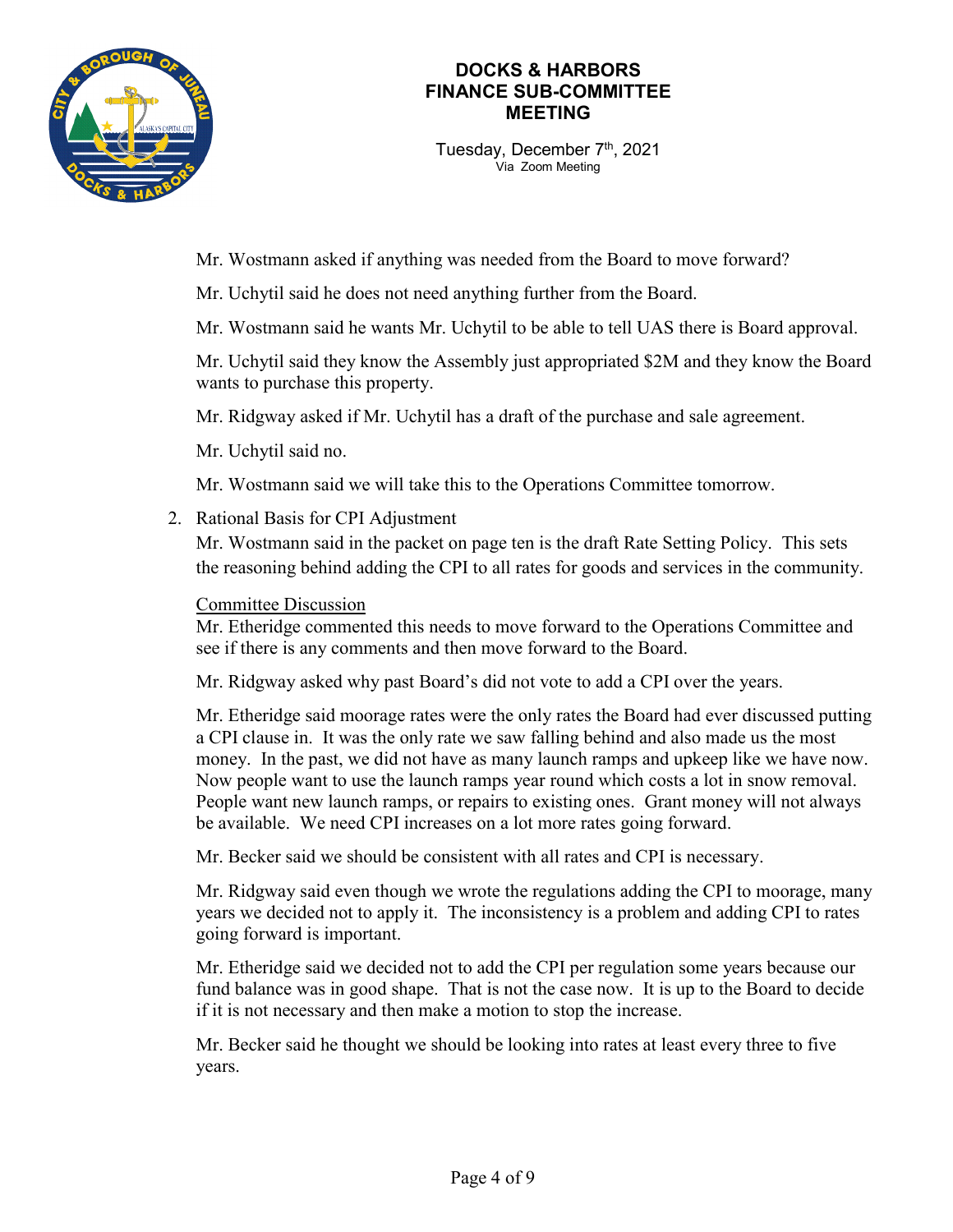Mr. Wostmann asked if anything was needed from the Board to move forward?

Mr. Uchytil said he does not need anything further from the Board.

Mr. Wostmann said he wants Mr. Uchytil to be able to tell UAS there is Board approval.

Mr. Uchytil said they know the Assembly just appropriated $2M and they know the Board wants to purchase this property.

Mr. Ridgway asked if Mr. Uchytil has a draft of the purchase and sale agreement.

Mr. Uchytil said no.

Mr. Wostmann said we will take this to the Operations Committee tomorrow.

2. Rational Basis for CPI Adjustment

   Mr. Wostmann said in the packet on page ten is the draft Rate Setting Policy. This sets the reasoning behind adding the CPI to all rates for goods and services in the community.

   Committee Discussion

   Mr. Etheridge commented this needs to move forward to the Operations Committee and see if there is any comments and then move forward to the Board.

   Mr. Ridgway asked why past Board's did not vote to add a CPI over the years.

   Mr. Etheridge said moorage rates were the only rates the Board had ever discussed putting a CPI clause in. It was the only rate we saw falling behind and also made us the most money. In the past, we did not have as many launch ramps and upkeep like we have now. Now people want to use the launch ramps year round which costs a lot in snow removal. People want new launch ramps, or repairs to existing ones. Grant money will not always be available. We need CPI increases on a lot more rates going forward.

   Mr. Becker said we should be consistent with all rates and CPI is necessary.

   Mr. Ridgway said even though we wrote the regulations adding the CPI to moorage, many years we decided not to apply it. The inconsistency is a problem and adding CPI to rates going forward is important.

   Mr. Etheridge said we decided not to add the CPI per regulation some years because our fund balance was in good shape. That is not the case now. It is up to the Board to decide if it is not necessary and then make a motion to stop the increase.

   Mr. Becker said he thought we should be looking into rates at least every three to five years.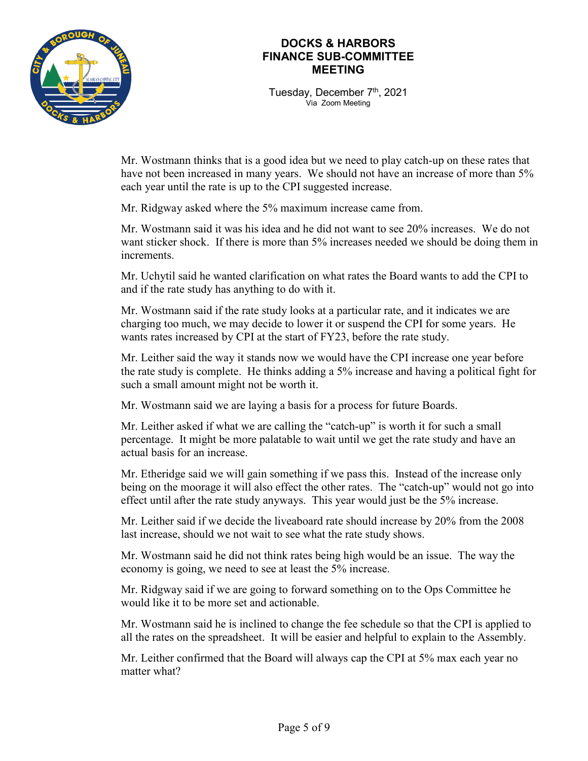Mr. Wostmann thinks that is a good idea but we need to play catch-up on these rates that have not been increased in many years. We should not have an increase of more than 5% each year until the rate is up to the CPI suggested increase.

Mr. Ridgway asked where the 5% maximum increase came from.

Mr. Wostmann said it was his idea and he did not want to see 20% increases. We do not want sticker shock. If there is more than 5% increases needed we should be doing them in increments.

Mr. Uchytil said he wanted clarification on what rates the Board wants to add the CPI to and if the rate study has anything to do with it.

Mr. Wostmann said if the rate study looks at a particular rate, and it indicates we are charging too much, we may decide to lower it or suspend the CPI for some years. He wants rates increased by CPI at the start of FY23, before the rate study.

Mr. Leither said the way it stands now we would have the CPI increase one year before the rate study is complete. He thinks adding a 5% increase and having a political fight for such a small amount might not be worth it.

Mr. Wostmann said we are laying a basis for a process for future Boards.

Mr. Leither asked if what we are calling the "catch-up" is worth it for such a small percentage. It might be more palatable to wait until we get the rate study and have an actual basis for an increase.

Mr. Etheridge said we will gain something if we pass this. Instead of the increase only being on the moorage it will also effect the other rates. The "catch-up" would not go into effect until after the rate study anyways. This year would just be the 5% increase.

Mr. Leither said if we decide the liveaboard rate should increase by 20% from the 2008 last increase, should we not wait to see what the rate study shows.

Mr. Wostmann said he did not think rates being high would be an issue. The way the economy is going, we need to see at least the 5% increase.

Mr. Ridgway said if we are going to forward something on to the Ops Committee he would like it to be more set and actionable.

Mr. Wostmann said he is inclined to change the fee schedule so that the CPI is applied to all the rates on the spreadsheet. It will be easier and helpful to explain to the Assembly.

Mr. Leither confirmed that the Board will always cap the CPI at 5% max each year no matter what?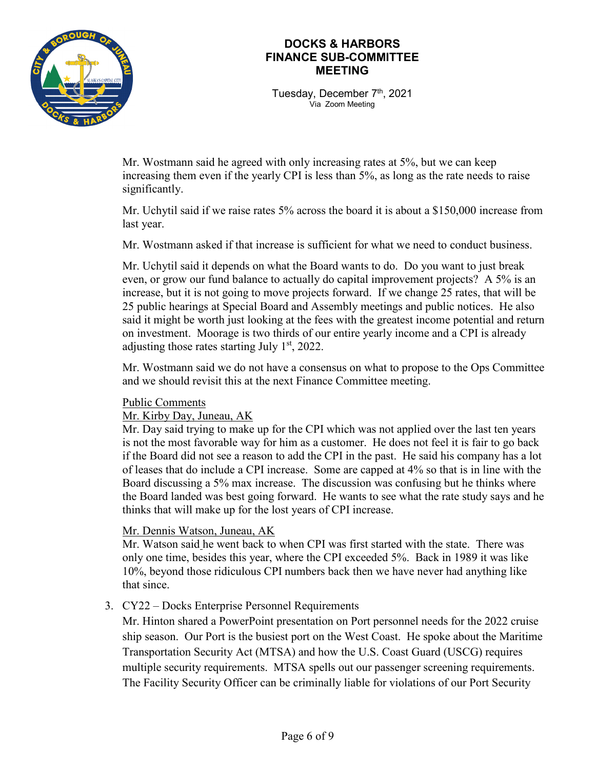Mr. Wostmann said he agreed with only increasing rates at 5%, but we can keep increasing them even if the yearly CPI is less than 5%, as long as the rate needs to raise significantly.

Mr. Uchytil said if we raise rates 5% across the board it is about a $150,000 increase from last year.

Mr. Wostmann asked if that increase is sufficient for what we need to conduct business.

Mr. Uchytil said it depends on what the Board wants to do. Do you want to just break even, or grow our fund balance to actually do capital improvement projects? A 5% is an increase, but it is not going to move projects forward. If we change 25 rates, that will be 25 public hearings at Special Board and Assembly meetings and public notices. He also said it might be worth just looking at the fees with the greatest income potential and return on investment. Moorage is two thirds of our entire yearly income and a CPI is already adjusting those rates starting July 1st, 2022.

Mr. Wostmann said we do not have a consensus on what to propose to the Ops Committee and we should revisit this at the next Finance Committee meeting.

Public Comments

Mr. Kirby Day, Juneau, AK

Mr. Day said trying to make up for the CPI which was not applied over the last ten years is not the most favorable way for him as a customer. He does not feel it is fair to go back if the Board did not see a reason to add the CPI in the past. He said his company has a lot of leases that do include a CPI increase. Some are capped at 4% so that is in line with the Board discussing a 5% max increase. The discussion was confusing but he thinks where the Board landed was best going forward. He wants to see what the rate study says and he thinks that will make up for the lost years of CPI increase.

Mr. Dennis Watson, Juneau, AK

Mr. Watson said he went back to when CPI was first started with the state. There was only one time, besides this year, where the CPI exceeded 5%. Back in 1989 it was like 10%, beyond those ridiculous CPI numbers back then we have never had anything like that since.

3. CY22 – Docks Enterprise Personnel Requirements

   Mr. Hinton shared a PowerPoint presentation on Port personnel needs for the 2022 cruise ship season. Our Port is the busiest port on the West Coast. He spoke about the Maritime Transportation Security Act (MTSA) and how the U.S. Coast Guard (USCG) requires multiple security requirements. MTSA spells out our passenger screening requirements. The Facility Security Officer can be criminally liable for violations of our Port Security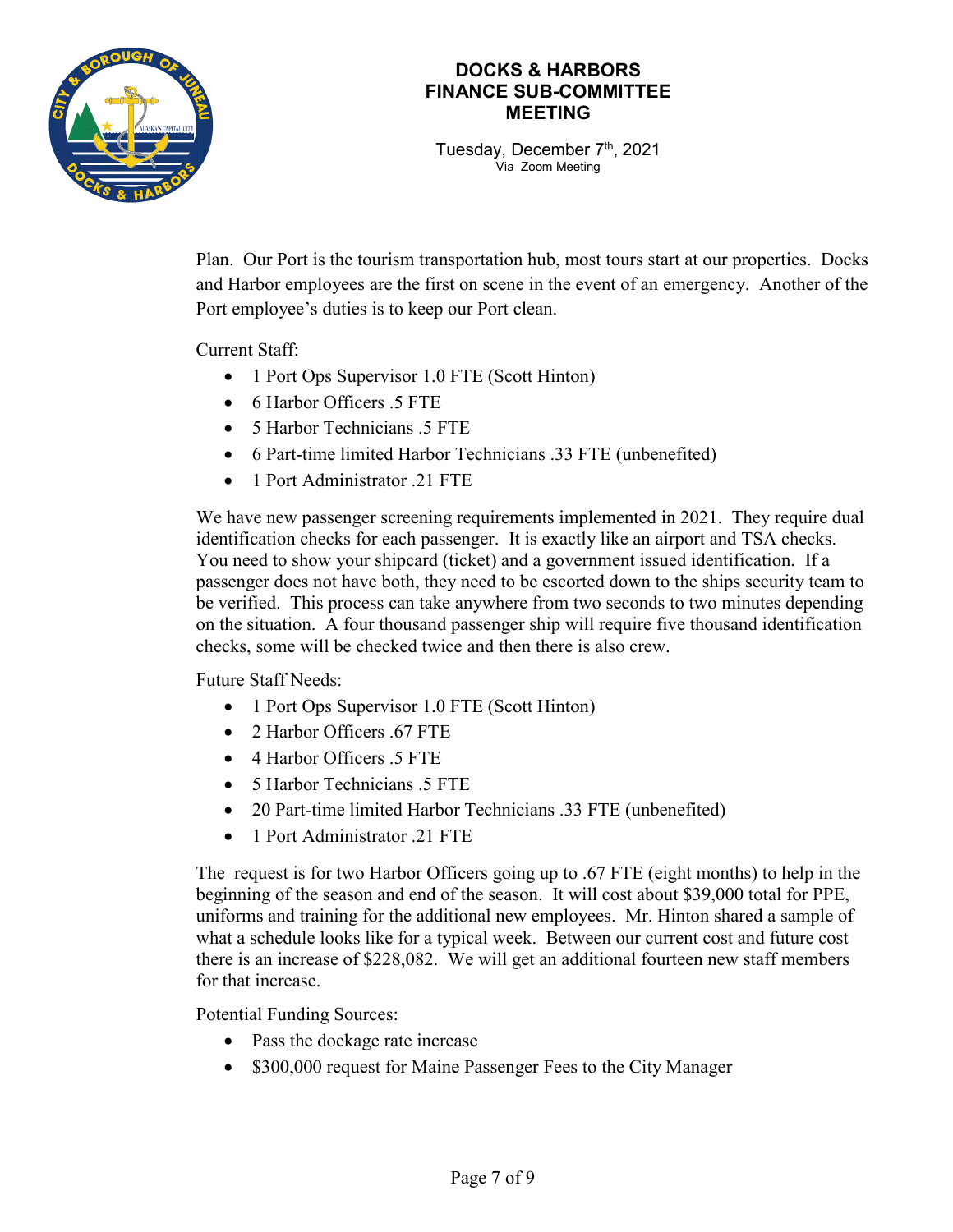Plan. Our Port is the tourism transportation hub, most tours start at our properties. Docks and Harbor employees are the first on scene in the event of an emergency. Another of the Port employee's duties is to keep our Port clean.

Current Staff:

- 1 Port Ops Supervisor 1.0 FTE (Scott Hinton)
- 6 Harbor Officers .5 FTE
- 5 Harbor Technicians .5 FTE
- 6 Part-time limited Harbor Technicians .33 FTE (unbenefited)
- 1 Port Administrator .21 FTE

We have new passenger screening requirements implemented in 2021. They require dual identification checks for each passenger. It is exactly like an airport and TSA checks. You need to show your shipcard (ticket) and a government issued identification. If a passenger does not have both, they need to be escorted down to the ships security team to be verified. This process can take anywhere from two seconds to two minutes depending on the situation. A four thousand passenger ship will require five thousand identification checks, some will be checked twice and then there is also crew.

Future Staff Needs:

- 1 Port Ops Supervisor 1.0 FTE (Scott Hinton)
- 2 Harbor Officers .67 FTE
- 4 Harbor Officers .5 FTE
- 5 Harbor Technicians .5 FTE
- 20 Part-time limited Harbor Technicians .33 FTE (unbenefited)
- 1 Port Administrator .21 FTE

The request is for two Harbor Officers going up to .67 FTE (eight months) to help in the beginning of the season and end of the season. It will cost about $39,000 total for PPE, uniforms and training for the additional new employees. Mr. Hinton shared a sample of what a schedule looks like for a typical week. Between our current cost and future cost there is an increase of $228,082. We will get an additional fourteen new staff members for that increase.

Potential Funding Sources:

- Pass the dockage rate increase
- $300,000 request for Maine Passenger Fees to the City Manager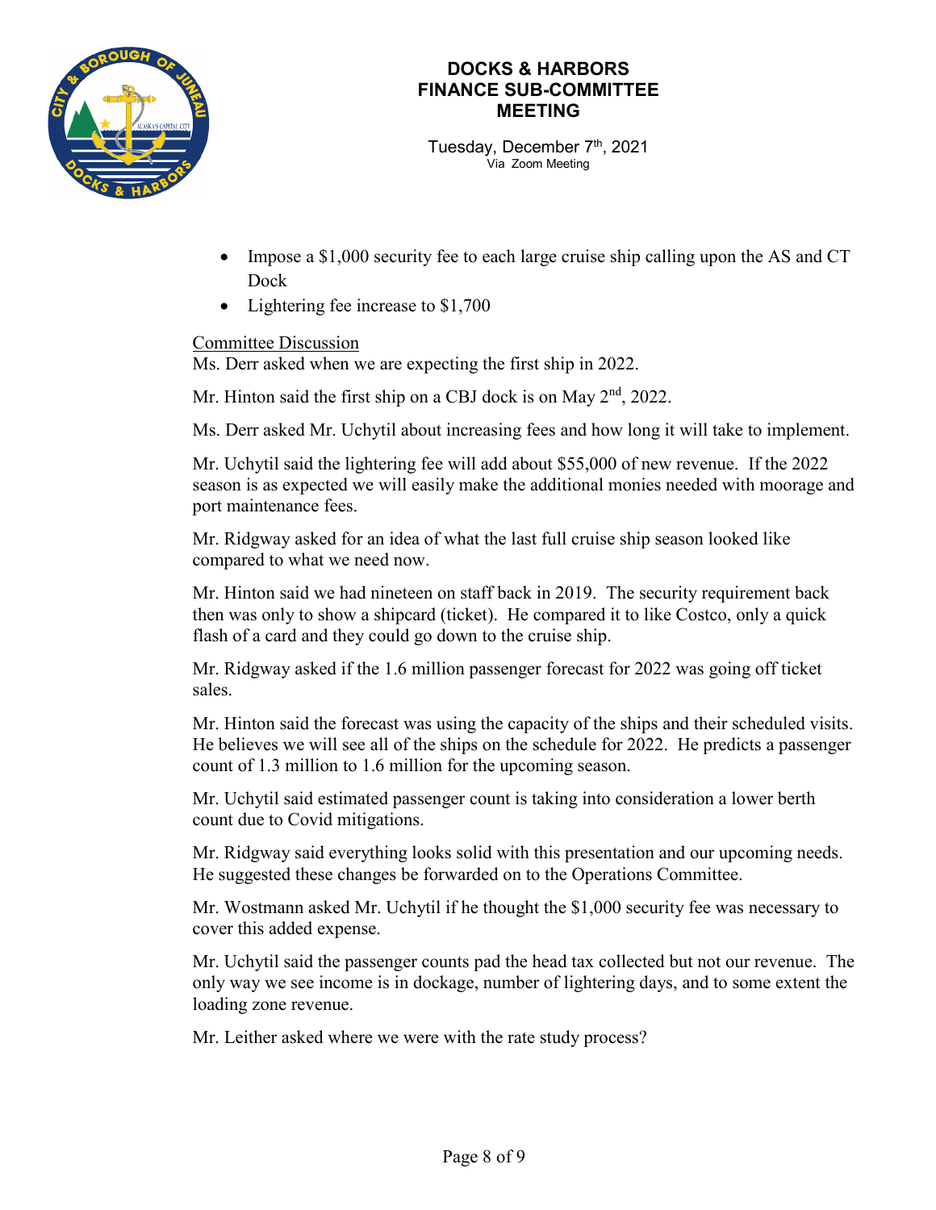- Impose a $1,000 security fee to each large cruise ship calling upon the AS and CT Dock
- Lightering fee increase to $1,700

Committee Discussion

Ms. Derr asked when we are expecting the first ship in 2022.

Mr. Hinton said the first ship on a CBJ dock is on May 2nd, 2022.

Ms. Derr asked Mr. Uchytil about increasing fees and how long it will take to implement.

Mr. Uchytil said the lightering fee will add about $55,000 of new revenue. If the 2022 season is as expected we will easily make the additional monies needed with moorage and port maintenance fees.

Mr. Ridgway asked for an idea of what the last full cruise ship season looked like compared to what we need now.

Mr. Hinton said we had nineteen on staff back in 2019. The security requirement back then was only to show a shipcard (ticket). He compared it to like Costco, only a quick flash of a card and they could go down to the cruise ship.

Mr. Ridgway asked if the 1.6 million passenger forecast for 2022 was going off ticket sales.

Mr. Hinton said the forecast was using the capacity of the ships and their scheduled visits. He believes we will see all of the ships on the schedule for 2022. He predicts a passenger count of 1.3 million to 1.6 million for the upcoming season.

Mr. Uchytil said estimated passenger count is taking into consideration a lower berth count due to Covid mitigations.

Mr. Ridgway said everything looks solid with this presentation and our upcoming needs. He suggested these changes be forwarded on to the Operations Committee.

Mr. Wostmann asked Mr. Uchytil if he thought the $1,000 security fee was necessary to cover this added expense.

Mr. Uchytil said the passenger counts pad the head tax collected but not our revenue. The only way we see income is in dockage, number of lightering days, and to some extent the loading zone revenue.

Mr. Leither asked where we were with the rate study process?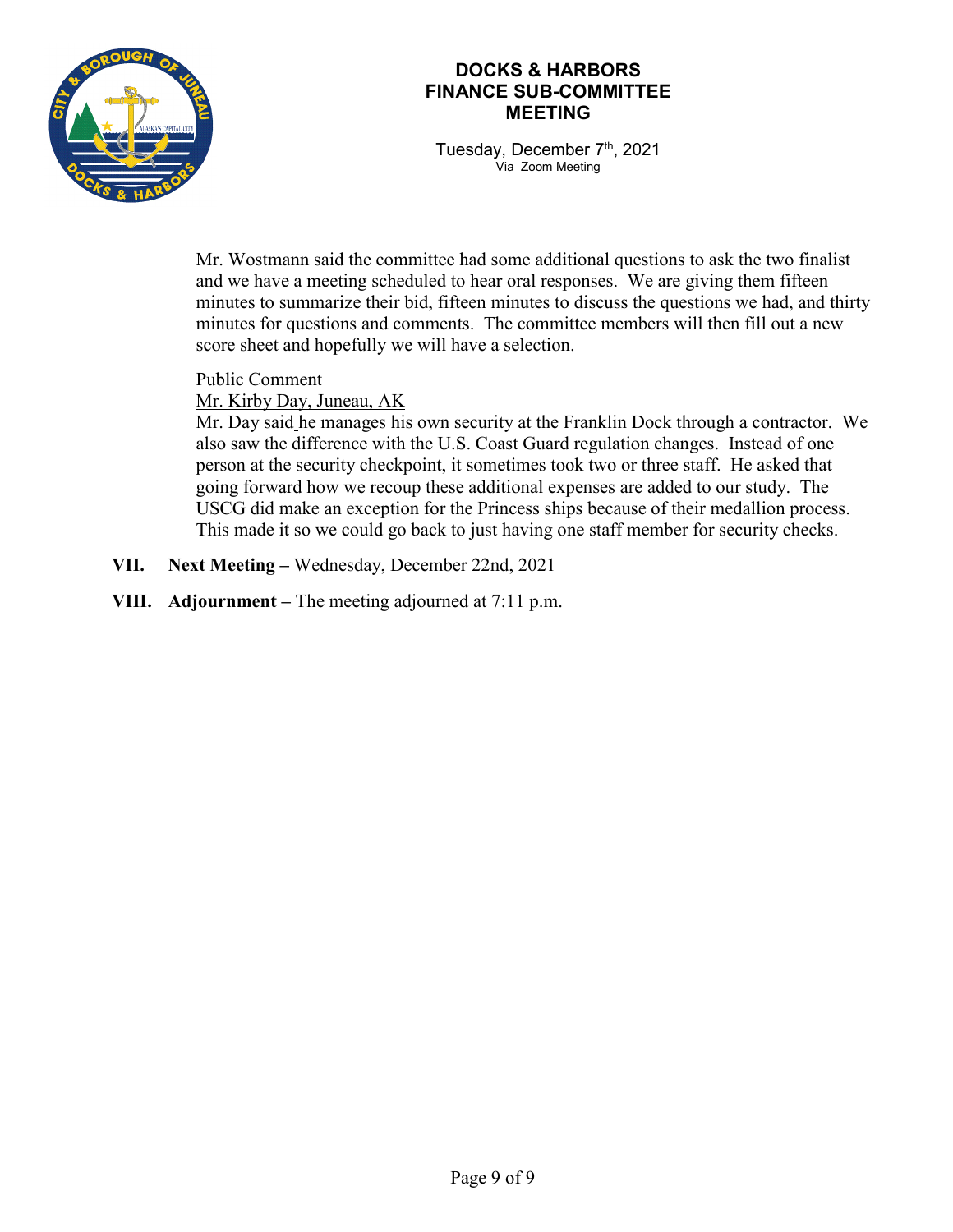# DOCKS & HARBORS FINANCE SUB-COMMITTEE MEETING

Tuesday, December 7th, 2021
Via Zoom Meeting

Mr. Wostmann said the committee had some additional questions to ask the two finalist and we have a meeting scheduled to hear oral responses. We are giving them fifteen minutes to summarize their bid, fifteen minutes to discuss the questions we had, and thirty minutes for questions and comments. The committee members will then fill out a new score sheet and hopefully we will have a selection.

Public Comment

Mr. Kirby Day, Juneau, AK

Mr. Day said he manages his own security at the Franklin Dock through a contractor. We also saw the difference with the U.S. Coast Guard regulation changes. Instead of one person at the security checkpoint, it sometimes took two or three staff. He asked that going forward how we recoup these additional expenses are added to our study. The USCG did make an exception for the Princess ships because of their medallion process. This made it so we could go back to just having one staff member for security checks.

**VII. Next Meeting –** Wednesday, December 22nd, 2021

**VIII. Adjournment –** The meeting adjourned at 7:11 p.m.